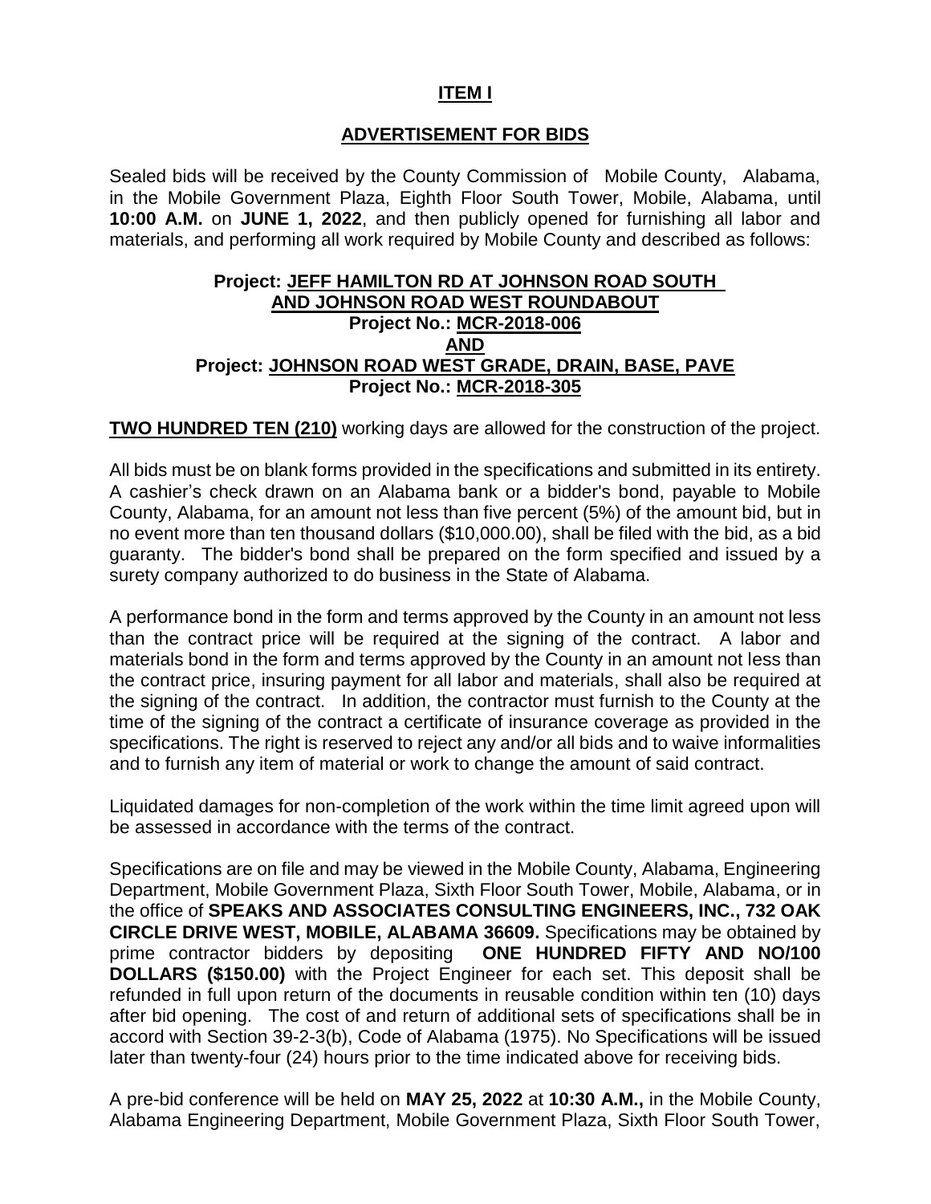## ITEM I

## ADVERTISEMENT FOR BIDS

Sealed bids will be received by the County Commission of Mobile County, Alabama, in the Mobile Government Plaza, Eighth Floor South Tower, Mobile, Alabama, until **10:00 A.M.** on **JUNE 1, 2022**, and then publicly opened for furnishing all labor and materials, and performing all work required by Mobile County and described as follows:

**Project: JEFF HAMILTON RD AT JOHNSON ROAD SOUTH AND JOHNSON ROAD WEST ROUNDABOUT**
**Project No.: MCR-2018-006**
**AND**
**Project: JOHNSON ROAD WEST GRADE, DRAIN, BASE, PAVE**
**Project No.: MCR-2018-305**

**TWO HUNDRED TEN (210)** working days are allowed for the construction of the project.

All bids must be on blank forms provided in the specifications and submitted in its entirety. A cashier's check drawn on an Alabama bank or a bidder's bond, payable to Mobile County, Alabama, for an amount not less than five percent (5%) of the amount bid, but in no event more than ten thousand dollars ($10,000.00), shall be filed with the bid, as a bid guaranty. The bidder's bond shall be prepared on the form specified and issued by a surety company authorized to do business in the State of Alabama.

A performance bond in the form and terms approved by the County in an amount not less than the contract price will be required at the signing of the contract. A labor and materials bond in the form and terms approved by the County in an amount not less than the contract price, insuring payment for all labor and materials, shall also be required at the signing of the contract. In addition, the contractor must furnish to the County at the time of the signing of the contract a certificate of insurance coverage as provided in the specifications. The right is reserved to reject any and/or all bids and to waive informalities and to furnish any item of material or work to change the amount of said contract.

Liquidated damages for non-completion of the work within the time limit agreed upon will be assessed in accordance with the terms of the contract.

Specifications are on file and may be viewed in the Mobile County, Alabama, Engineering Department, Mobile Government Plaza, Sixth Floor South Tower, Mobile, Alabama, or in the office of **SPEAKS AND ASSOCIATES CONSULTING ENGINEERS, INC., 732 OAK CIRCLE DRIVE WEST, MOBILE, ALABAMA 36609.** Specifications may be obtained by prime contractor bidders by depositing **ONE HUNDRED FIFTY AND NO/100 DOLLARS ($150.00)** with the Project Engineer for each set. This deposit shall be refunded in full upon return of the documents in reusable condition within ten (10) days after bid opening. The cost of and return of additional sets of specifications shall be in accord with Section 39-2-3(b), Code of Alabama (1975). No Specifications will be issued later than twenty-four (24) hours prior to the time indicated above for receiving bids.

A pre-bid conference will be held on **MAY 25, 2022** at **10:30 A.M.,** in the Mobile County, Alabama Engineering Department, Mobile Government Plaza, Sixth Floor South Tower,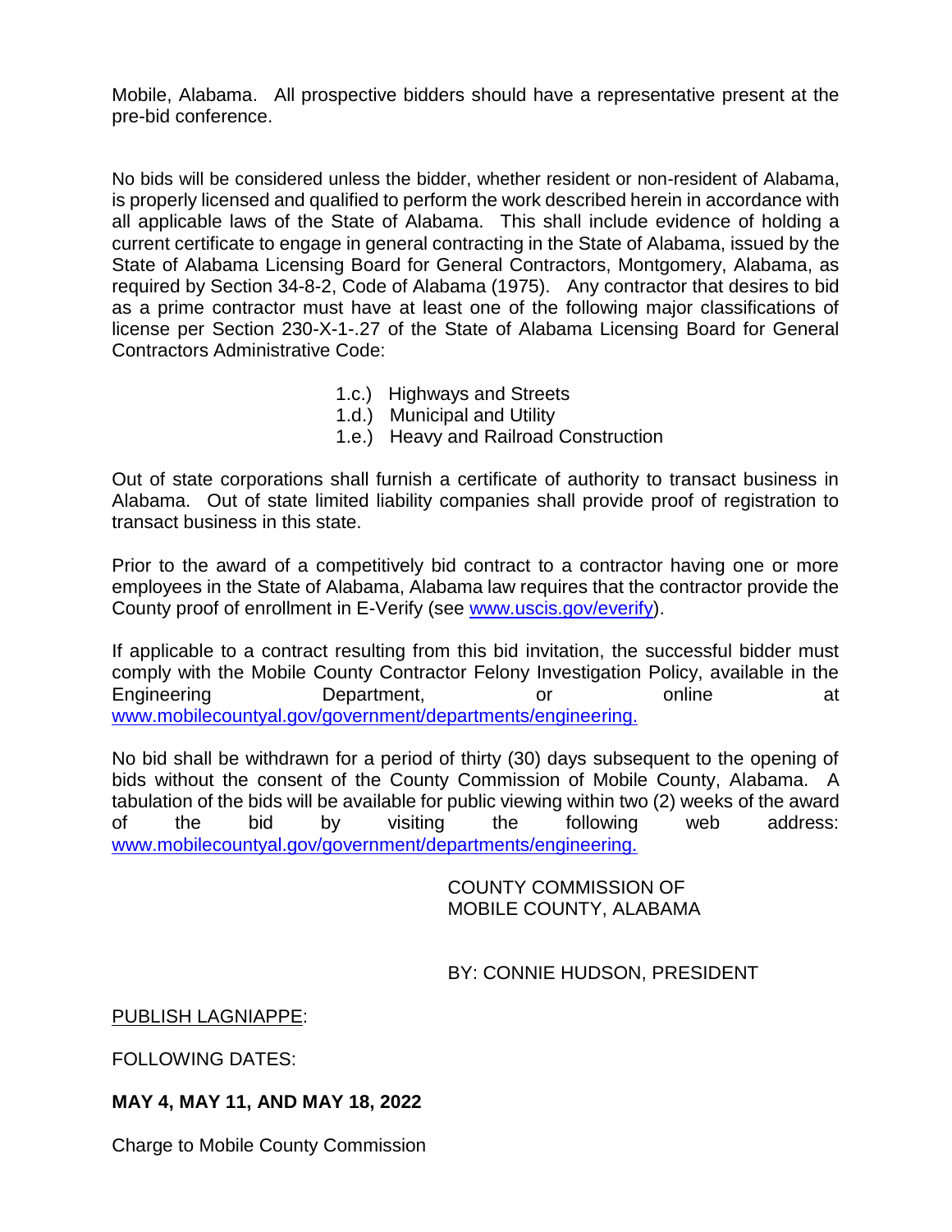Mobile, Alabama. All prospective bidders should have a representative present at the pre-bid conference.

No bids will be considered unless the bidder, whether resident or non-resident of Alabama, is properly licensed and qualified to perform the work described herein in accordance with all applicable laws of the State of Alabama. This shall include evidence of holding a current certificate to engage in general contracting in the State of Alabama, issued by the State of Alabama Licensing Board for General Contractors, Montgomery, Alabama, as required by Section 34-8-2, Code of Alabama (1975). Any contractor that desires to bid as a prime contractor must have at least one of the following major classifications of license per Section 230-X-1-.27 of the State of Alabama Licensing Board for General Contractors Administrative Code:

- 1.c.) Highways and Streets
- 1.d.) Municipal and Utility
- 1.e.) Heavy and Railroad Construction

Out of state corporations shall furnish a certificate of authority to transact business in Alabama. Out of state limited liability companies shall provide proof of registration to transact business in this state.

Prior to the award of a competitively bid contract to a contractor having one or more employees in the State of Alabama, Alabama law requires that the contractor provide the County proof of enrollment in E-Verify (see [www.uscis.gov/everify](http://www.uscis.gov/everify)).

If applicable to a contract resulting from this bid invitation, the successful bidder must comply with the Mobile County Contractor Felony Investigation Policy, available in the Engineering Department, or online at [www.mobilecountyal.gov/government/departments/engineering.](http://www.mobilecountyal.gov/government/departments/engineering)

No bid shall be withdrawn for a period of thirty (30) days subsequent to the opening of bids without the consent of the County Commission of Mobile County, Alabama. A tabulation of the bids will be available for public viewing within two (2) weeks of the award of the bid by visiting the following web address: [www.mobilecountyal.gov/government/departments/engineering.](http://www.mobilecountyal.gov/government/departments/engineering)

COUNTY COMMISSION OF
MOBILE COUNTY, ALABAMA

BY: CONNIE HUDSON, PRESIDENT

<u>PUBLISH LAGNIAPPE</u>:

FOLLOWING DATES:

**MAY 4, MAY 11, AND MAY 18, 2022**

Charge to Mobile County Commission